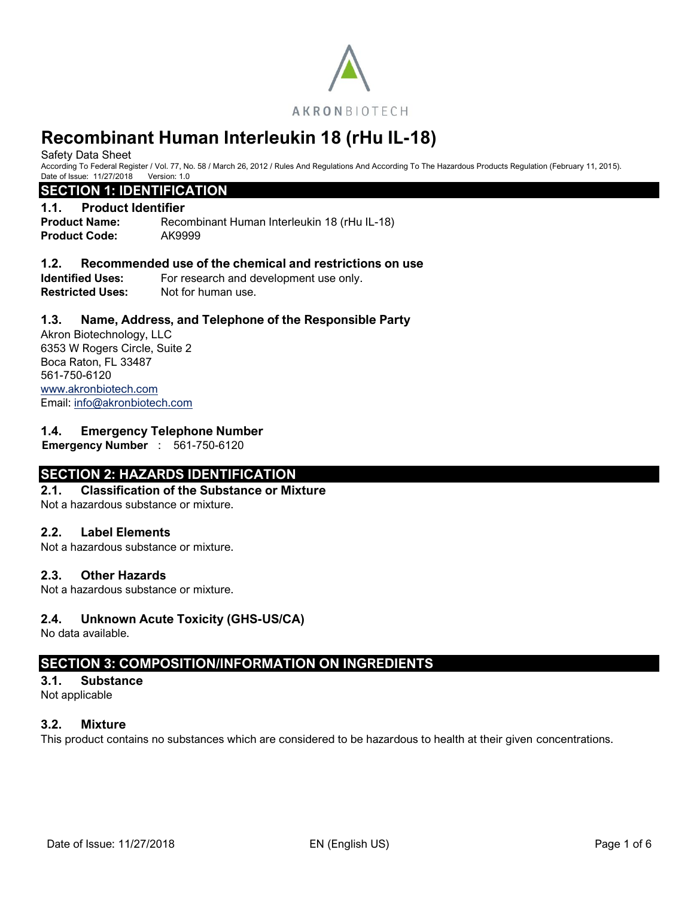AKRONBIOTECH

# Recombinant Human Interleukin 18 (rHu IL-18)

Safety Data Sheet

According To Federal Register / Vol. 77, No. 58 / March 26, 2012 / Rules And Regulations And According To The Hazardous Products Regulation (February 11, 2015).

Date of Issue: 11/27/2018 Version: 1.0

## SECTION 1: IDENTIFICATION

### 1.1. Product Identifier

**Product Name:** Recombinant Human Interleukin 18 (rHu IL-18)

**Product Code:** AK9999

### 1.2. Recommended use of the chemical and restrictions on use

**Identified Uses:** For research and development use only.

**Restricted Uses:** Not for human use.

### 1.3. Name, Address, and Telephone of the Responsible Party

Akron Biotechnology, LLC
6353 W Rogers Circle, Suite 2
Boca Raton, FL 33487
561-750-6120
www.akronbiotech.com
Email: info@akronbiotech.com

### 1.4. Emergency Telephone Number

**Emergency Number** : 561-750-6120

## SECTION 2: HAZARDS IDENTIFICATION

### 2.1. Classification of the Substance or Mixture

Not a hazardous substance or mixture.

### 2.2. Label Elements

Not a hazardous substance or mixture.

### 2.3. Other Hazards

Not a hazardous substance or mixture.

### 2.4. Unknown Acute Toxicity (GHS-US/CA)

No data available.

## SECTION 3: COMPOSITION/INFORMATION ON INGREDIENTS

### 3.1. Substance

Not applicable

### 3.2. Mixture

This product contains no substances which are considered to be hazardous to health at their given concentrations.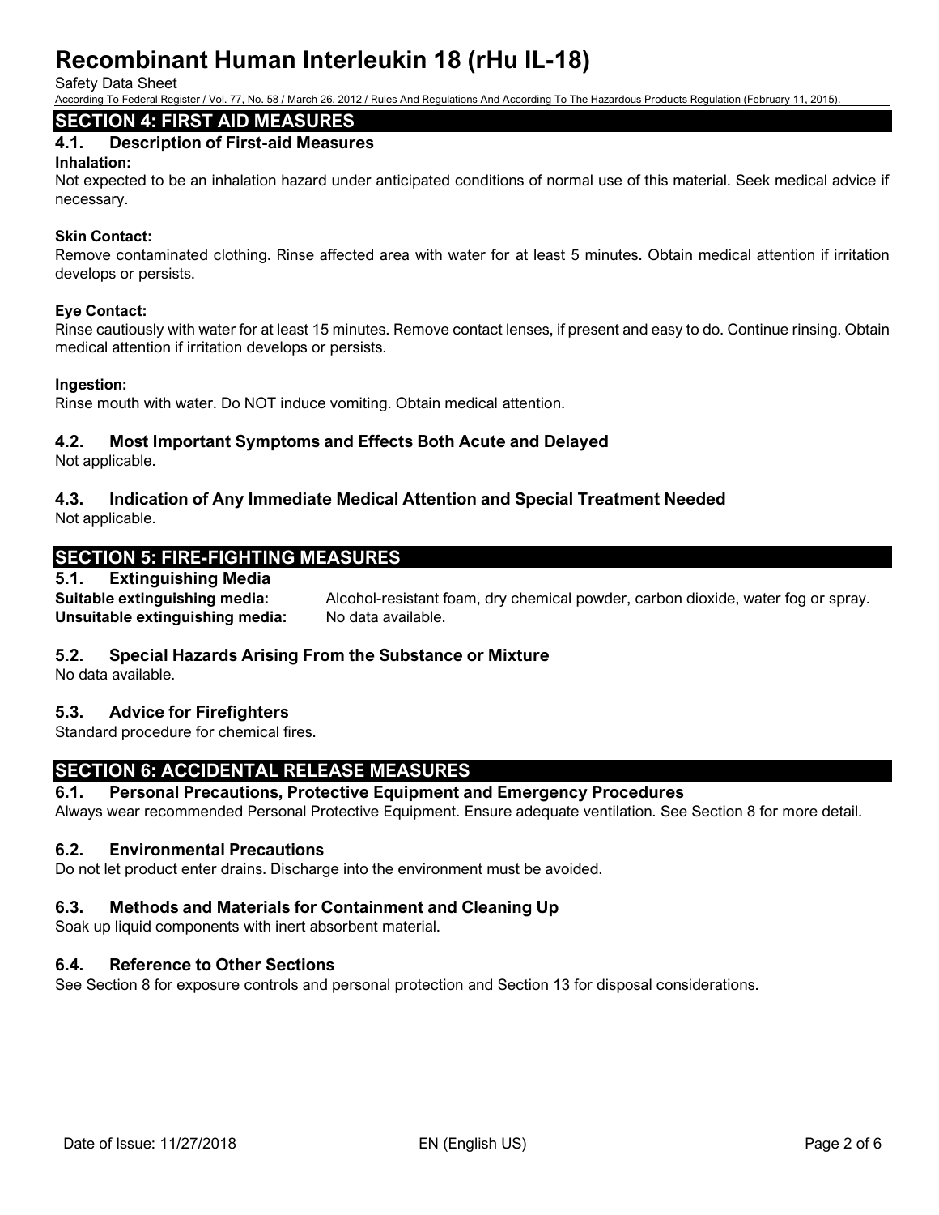## SECTION 4: FIRST AID MEASURES

### 4.1. Description of First-aid Measures

**Inhalation:**
Not expected to be an inhalation hazard under anticipated conditions of normal use of this material. Seek medical advice if necessary.

**Skin Contact:**
Remove contaminated clothing. Rinse affected area with water for at least 5 minutes. Obtain medical attention if irritation develops or persists.

**Eye Contact:**
Rinse cautiously with water for at least 15 minutes. Remove contact lenses, if present and easy to do. Continue rinsing. Obtain medical attention if irritation develops or persists.

**Ingestion:**
Rinse mouth with water. Do NOT induce vomiting. Obtain medical attention.

### 4.2. Most Important Symptoms and Effects Both Acute and Delayed

Not applicable.

### 4.3. Indication of Any Immediate Medical Attention and Special Treatment Needed

Not applicable.

## SECTION 5: FIRE-FIGHTING MEASURES

### 5.1. Extinguishing Media

**Suitable extinguishing media:** Alcohol-resistant foam, dry chemical powder, carbon dioxide, water fog or spray.
**Unsuitable extinguishing media:** No data available.

### 5.2. Special Hazards Arising From the Substance or Mixture

No data available.

### 5.3. Advice for Firefighters

Standard procedure for chemical fires.

## SECTION 6: ACCIDENTAL RELEASE MEASURES

### 6.1. Personal Precautions, Protective Equipment and Emergency Procedures

Always wear recommended Personal Protective Equipment. Ensure adequate ventilation. See Section 8 for more detail.

### 6.2. Environmental Precautions

Do not let product enter drains. Discharge into the environment must be avoided.

### 6.3. Methods and Materials for Containment and Cleaning Up

Soak up liquid components with inert absorbent material.

### 6.4. Reference to Other Sections

See Section 8 for exposure controls and personal protection and Section 13 for disposal considerations.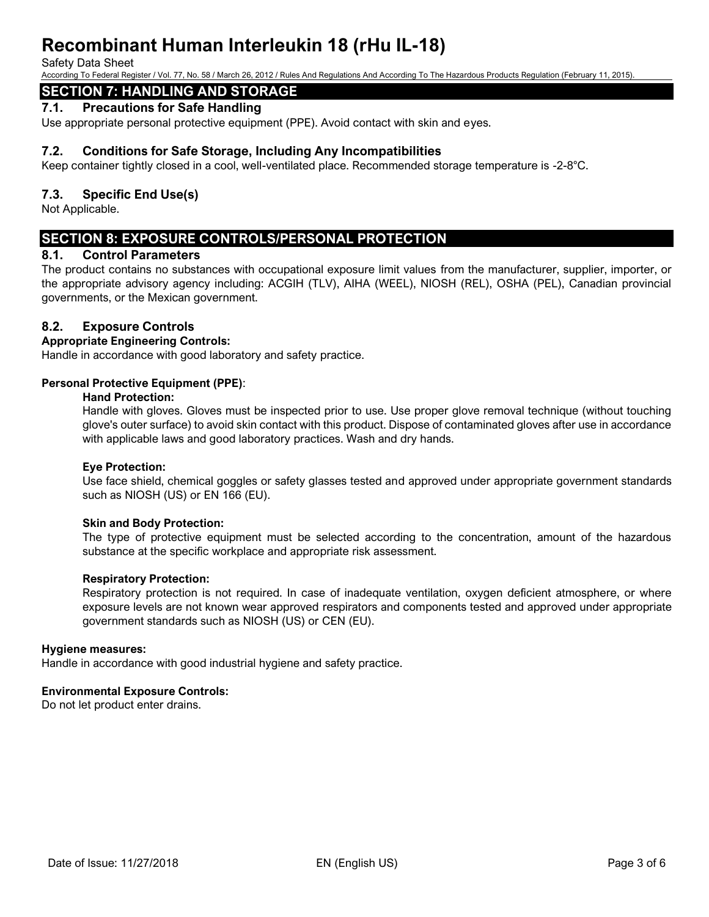## SECTION 7: HANDLING AND STORAGE

### 7.1. Precautions for Safe Handling

Use appropriate personal protective equipment (PPE). Avoid contact with skin and eyes.

### 7.2. Conditions for Safe Storage, Including Any Incompatibilities

Keep container tightly closed in a cool, well-ventilated place. Recommended storage temperature is -2-8°C.

### 7.3. Specific End Use(s)

Not Applicable.

## SECTION 8: EXPOSURE CONTROLS/PERSONAL PROTECTION

### 8.1. Control Parameters

The product contains no substances with occupational exposure limit values from the manufacturer, supplier, importer, or the appropriate advisory agency including: ACGIH (TLV), AIHA (WEEL), NIOSH (REL), OSHA (PEL), Canadian provincial governments, or the Mexican government.

### 8.2. Exposure Controls

**Appropriate Engineering Controls:**

Handle in accordance with good laboratory and safety practice.

**Personal Protective Equipment (PPE)**:

**Hand Protection:**

Handle with gloves. Gloves must be inspected prior to use. Use proper glove removal technique (without touching glove's outer surface) to avoid skin contact with this product. Dispose of contaminated gloves after use in accordance with applicable laws and good laboratory practices. Wash and dry hands.

**Eye Protection:**

Use face shield, chemical goggles or safety glasses tested and approved under appropriate government standards such as NIOSH (US) or EN 166 (EU).

**Skin and Body Protection:**

The type of protective equipment must be selected according to the concentration, amount of the hazardous substance at the specific workplace and appropriate risk assessment.

**Respiratory Protection:**

Respiratory protection is not required. In case of inadequate ventilation, oxygen deficient atmosphere, or where exposure levels are not known wear approved respirators and components tested and approved under appropriate government standards such as NIOSH (US) or CEN (EU).

**Hygiene measures:**

Handle in accordance with good industrial hygiene and safety practice.

**Environmental Exposure Controls:**

Do not let product enter drains.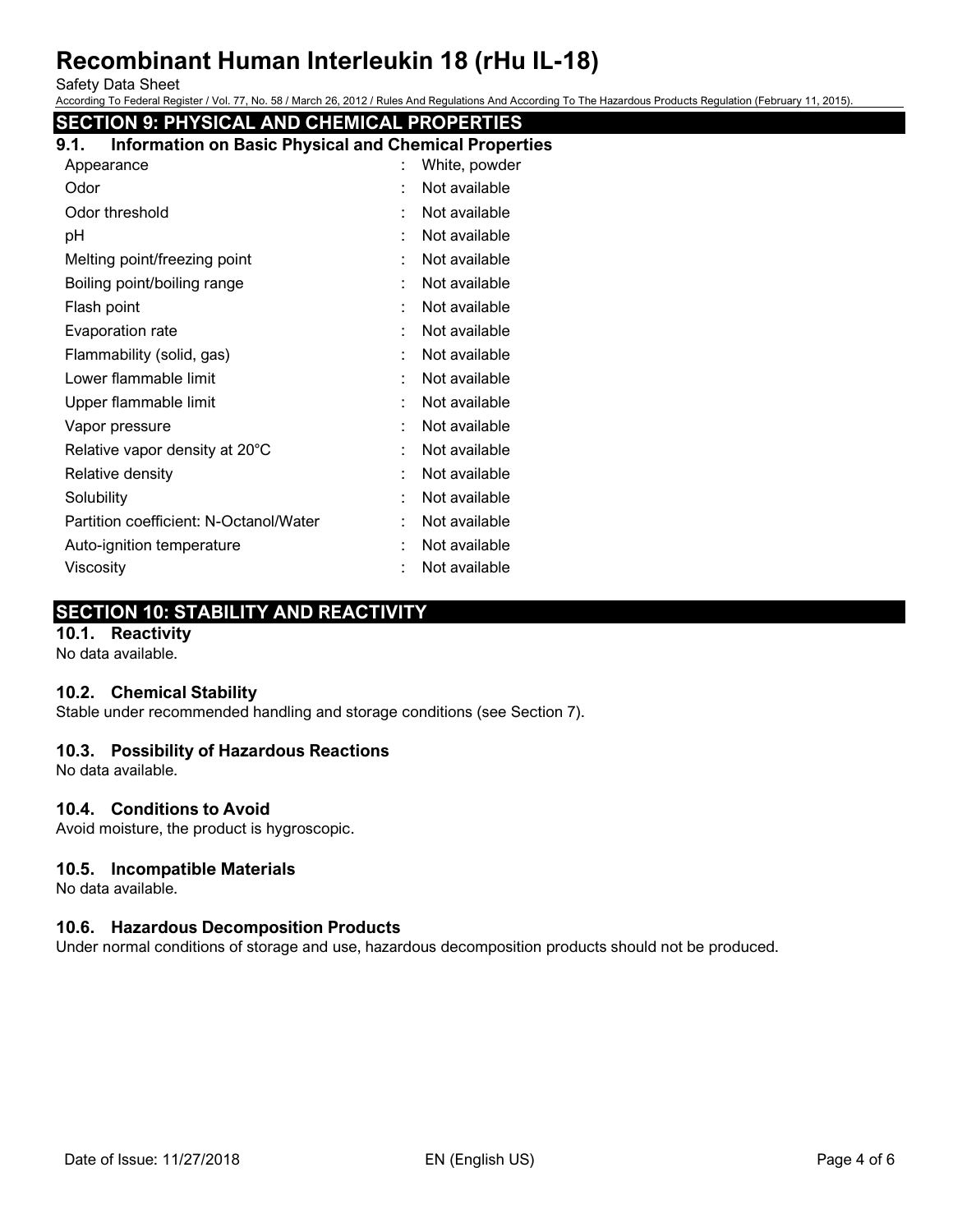## SECTION 9: PHYSICAL AND CHEMICAL PROPERTIES

### 9.1. Information on Basic Physical and Chemical Properties

| | | |
|---|---|---|
| Appearance | : | White, powder |
| Odor | : | Not available |
| Odor threshold | : | Not available |
| pH | : | Not available |
| Melting point/freezing point | : | Not available |
| Boiling point/boiling range | : | Not available |
| Flash point | : | Not available |
| Evaporation rate | : | Not available |
| Flammability (solid, gas) | : | Not available |
| Lower flammable limit | : | Not available |
| Upper flammable limit | : | Not available |
| Vapor pressure | : | Not available |
| Relative vapor density at 20°C | : | Not available |
| Relative density | : | Not available |
| Solubility | : | Not available |
| Partition coefficient: N-Octanol/Water | : | Not available |
| Auto-ignition temperature | : | Not available |
| Viscosity | : | Not available |

## SECTION 10: STABILITY AND REACTIVITY

### 10.1. Reactivity

No data available.

### 10.2. Chemical Stability

Stable under recommended handling and storage conditions (see Section 7).

### 10.3. Possibility of Hazardous Reactions

No data available.

### 10.4. Conditions to Avoid

Avoid moisture, the product is hygroscopic.

### 10.5. Incompatible Materials

No data available.

### 10.6. Hazardous Decomposition Products

Under normal conditions of storage and use, hazardous decomposition products should not be produced.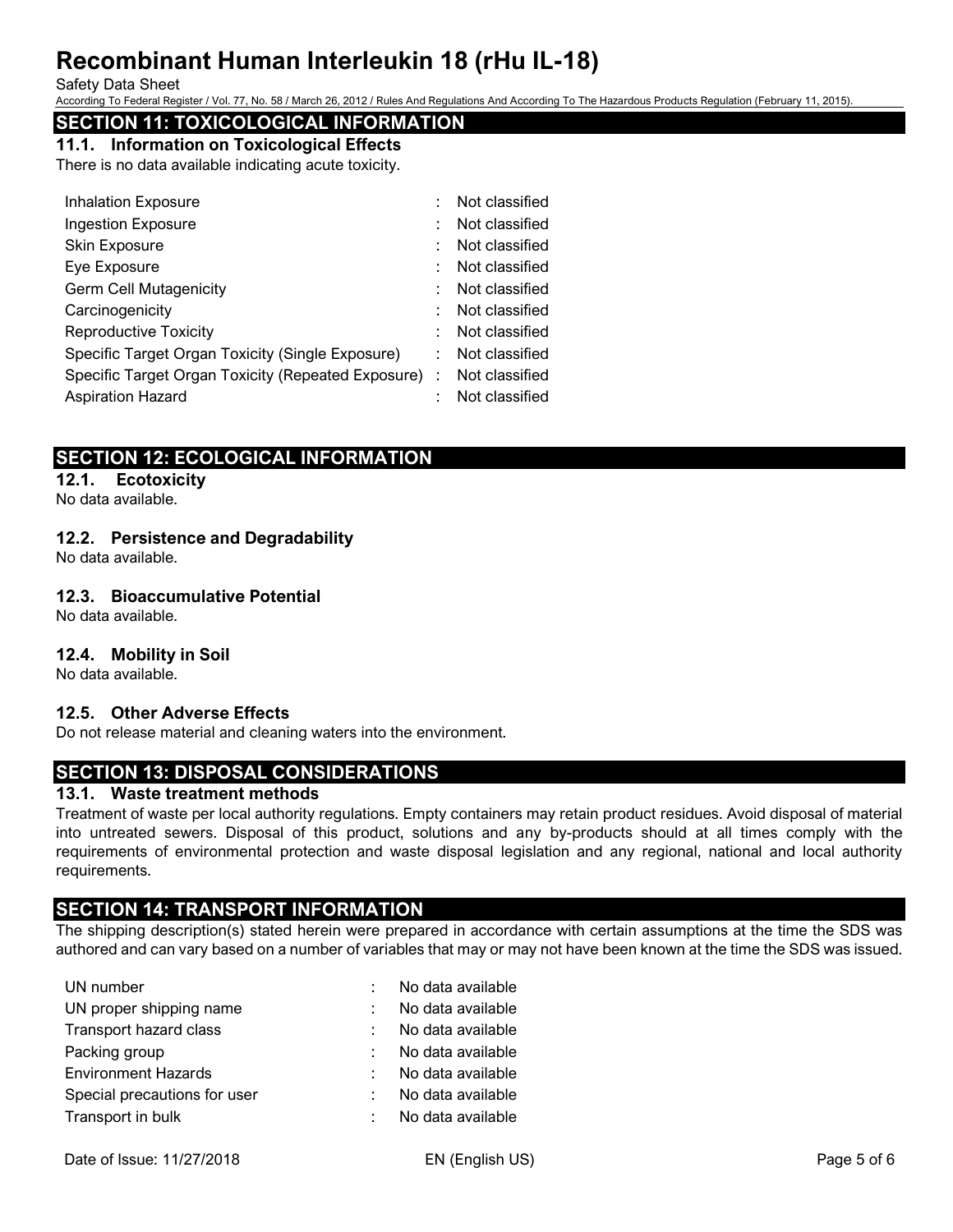## SECTION 11: TOXICOLOGICAL INFORMATION

### 11.1. Information on Toxicological Effects

There is no data available indicating acute toxicity.

| | | |
|---|---|---|
| Inhalation Exposure | : | Not classified |
| Ingestion Exposure | : | Not classified |
| Skin Exposure | : | Not classified |
| Eye Exposure | : | Not classified |
| Germ Cell Mutagenicity | : | Not classified |
| Carcinogenicity | : | Not classified |
| Reproductive Toxicity | : | Not classified |
| Specific Target Organ Toxicity (Single Exposure) | : | Not classified |
| Specific Target Organ Toxicity (Repeated Exposure) | : | Not classified |
| Aspiration Hazard | : | Not classified |

## SECTION 12: ECOLOGICAL INFORMATION

### 12.1. Ecotoxicity

No data available.

### 12.2. Persistence and Degradability

No data available.

### 12.3. Bioaccumulative Potential

No data available.

### 12.4. Mobility in Soil

No data available.

### 12.5. Other Adverse Effects

Do not release material and cleaning waters into the environment.

## SECTION 13: DISPOSAL CONSIDERATIONS

### 13.1. Waste treatment methods

Treatment of waste per local authority regulations. Empty containers may retain product residues. Avoid disposal of material into untreated sewers. Disposal of this product, solutions and any by-products should at all times comply with the requirements of environmental protection and waste disposal legislation and any regional, national and local authority requirements.

## SECTION 14: TRANSPORT INFORMATION

The shipping description(s) stated herein were prepared in accordance with certain assumptions at the time the SDS was authored and can vary based on a number of variables that may or may not have been known at the time the SDS was issued.

| | | |
|---|---|---|
| UN number | : | No data available |
| UN proper shipping name | : | No data available |
| Transport hazard class | : | No data available |
| Packing group | : | No data available |
| Environment Hazards | : | No data available |
| Special precautions for user | : | No data available |
| Transport in bulk | : | No data available |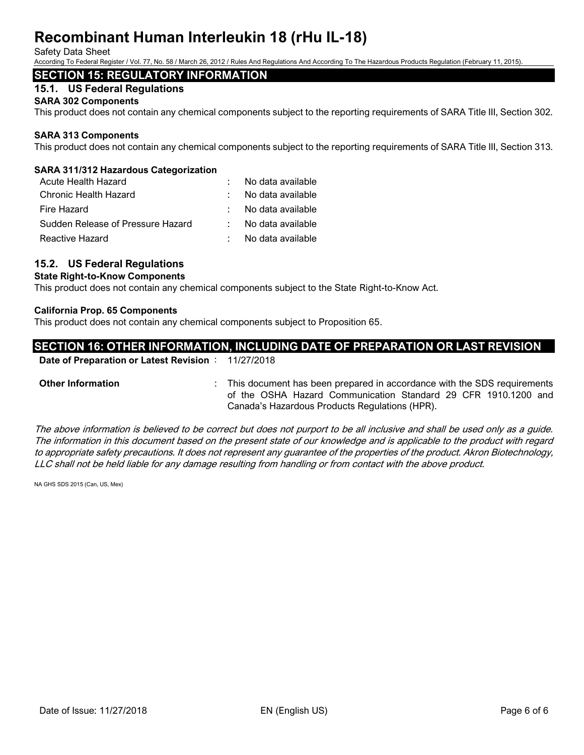## SECTION 15: REGULATORY INFORMATION

### 15.1. US Federal Regulations

**SARA 302 Components**

This product does not contain any chemical components subject to the reporting requirements of SARA Title III, Section 302.

**SARA 313 Components**

This product does not contain any chemical components subject to the reporting requirements of SARA Title III, Section 313.

**SARA 311/312 Hazardous Categorization**

| | | |
|---|---|---|
| Acute Health Hazard | : | No data available |
| Chronic Health Hazard | : | No data available |
| Fire Hazard | : | No data available |
| Sudden Release of Pressure Hazard | : | No data available |
| Reactive Hazard | : | No data available |

### 15.2. US Federal Regulations

**State Right-to-Know Components**

This product does not contain any chemical components subject to the State Right-to-Know Act.

**California Prop. 65 Components**

This product does not contain any chemical components subject to Proposition 65.

## SECTION 16: OTHER INFORMATION, INCLUDING DATE OF PREPARATION OR LAST REVISION

| | | |
|---|---|---|
| **Date of Preparation or Latest Revision** | : | 11/27/2018 |
| **Other Information** | : | This document has been prepared in accordance with the SDS requirements of the OSHA Hazard Communication Standard 29 CFR 1910.1200 and Canada's Hazardous Products Regulations (HPR). |

*The above information is believed to be correct but does not purport to be all inclusive and shall be used only as a guide. The information in this document based on the present state of our knowledge and is applicable to the product with regard to appropriate safety precautions. It does not represent any guarantee of the properties of the product. Akron Biotechnology, LLC shall not be held liable for any damage resulting from handling or from contact with the above product.*

NA GHS SDS 2015 (Can, US, Mex)